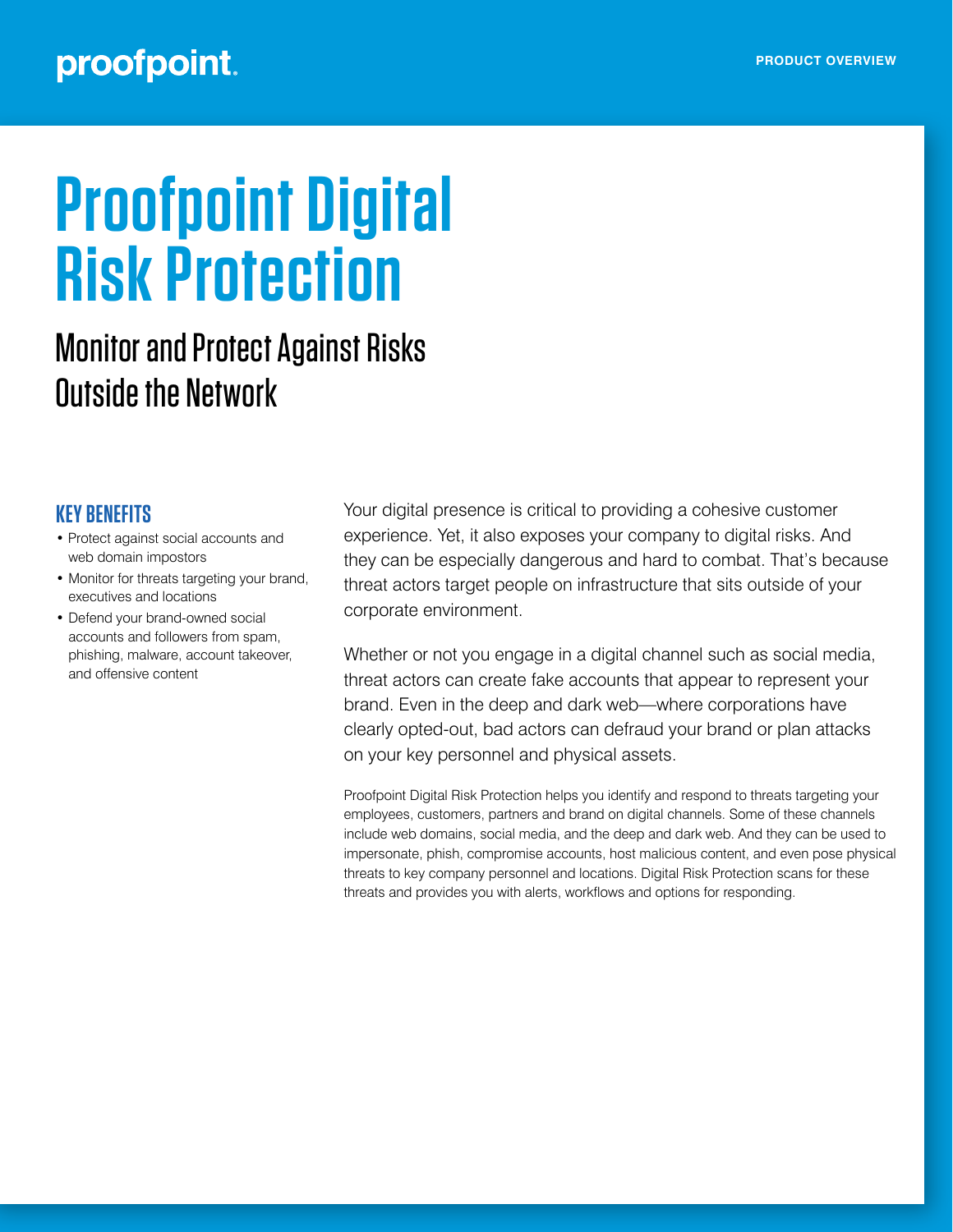proofpoint.

PRODUCT OVERVIEW

# Proofpoint Digital Risk Protection

## Monitor and Protect Against Risks Outside the Network

### KEY BENEFITS

- Protect against social accounts and web domain impostors
- Monitor for threats targeting your brand, executives and locations
- Defend your brand-owned social accounts and followers from spam, phishing, malware, account takeover, and offensive content

Your digital presence is critical to providing a cohesive customer experience. Yet, it also exposes your company to digital risks. And they can be especially dangerous and hard to combat. That's because threat actors target people on infrastructure that sits outside of your corporate environment.

Whether or not you engage in a digital channel such as social media, threat actors can create fake accounts that appear to represent your brand. Even in the deep and dark web—where corporations have clearly opted-out, bad actors can defraud your brand or plan attacks on your key personnel and physical assets.

Proofpoint Digital Risk Protection helps you identify and respond to threats targeting your employees, customers, partners and brand on digital channels. Some of these channels include web domains, social media, and the deep and dark web. And they can be used to impersonate, phish, compromise accounts, host malicious content, and even pose physical threats to key company personnel and locations. Digital Risk Protection scans for these threats and provides you with alerts, workflows and options for responding.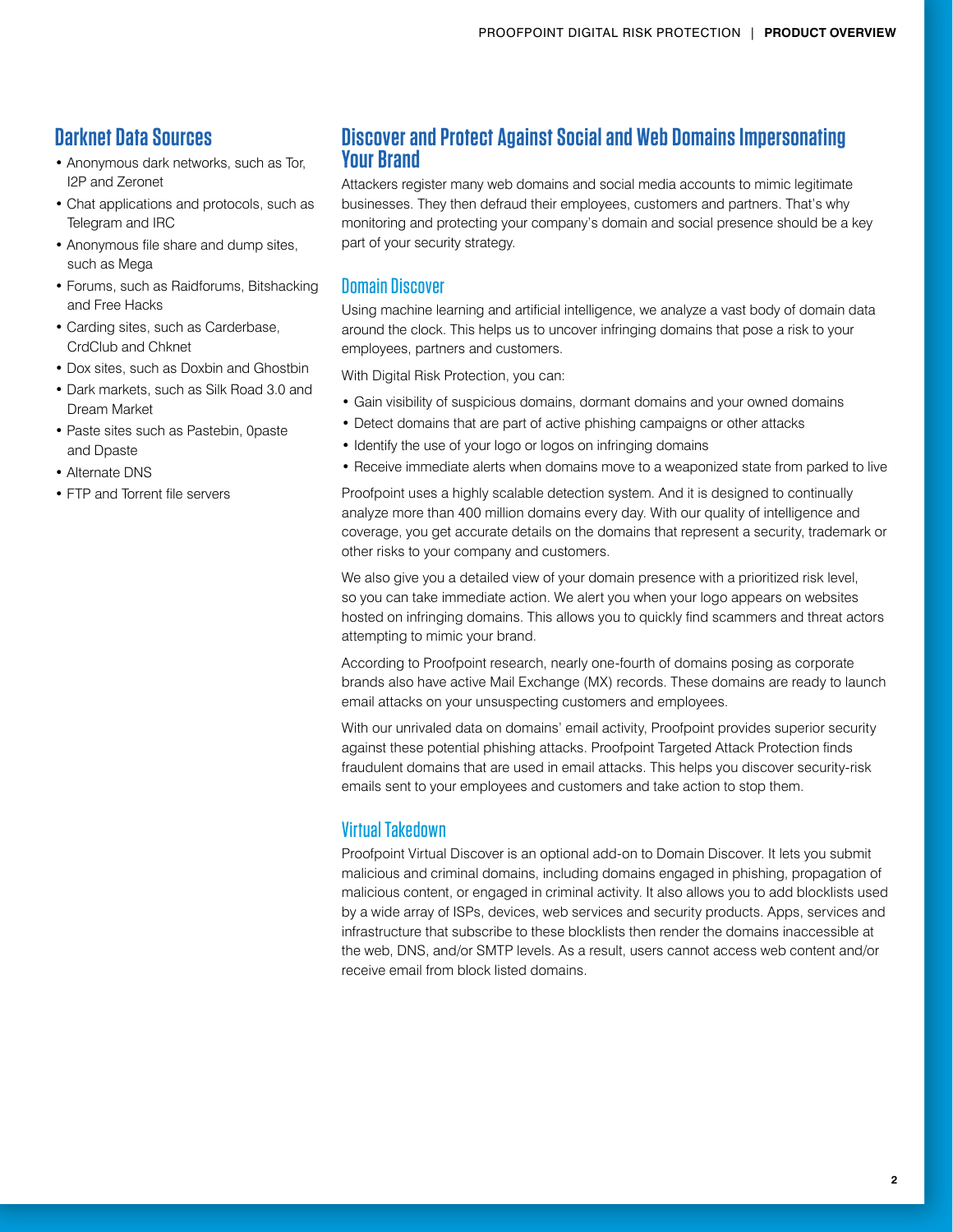## Darknet Data Sources

- Anonymous dark networks, such as Tor, I2P and Zeronet
- Chat applications and protocols, such as Telegram and IRC
- Anonymous file share and dump sites, such as Mega
- Forums, such as Raidforums, Bitshacking and Free Hacks
- Carding sites, such as Carderbase, CrdClub and Chknet
- Dox sites, such as Doxbin and Ghostbin
- Dark markets, such as Silk Road 3.0 and Dream Market
- Paste sites such as Pastebin, 0paste and Dpaste
- Alternate DNS
- FTP and Torrent file servers

## Discover and Protect Against Social and Web Domains Impersonating Your Brand

Attackers register many web domains and social media accounts to mimic legitimate businesses. They then defraud their employees, customers and partners. That's why monitoring and protecting your company's domain and social presence should be a key part of your security strategy.

### Domain Discover

Using machine learning and artificial intelligence, we analyze a vast body of domain data around the clock. This helps us to uncover infringing domains that pose a risk to your employees, partners and customers.

With Digital Risk Protection, you can:

- Gain visibility of suspicious domains, dormant domains and your owned domains
- Detect domains that are part of active phishing campaigns or other attacks
- Identify the use of your logo or logos on infringing domains
- Receive immediate alerts when domains move to a weaponized state from parked to live

Proofpoint uses a highly scalable detection system. And it is designed to continually analyze more than 400 million domains every day. With our quality of intelligence and coverage, you get accurate details on the domains that represent a security, trademark or other risks to your company and customers.

We also give you a detailed view of your domain presence with a prioritized risk level, so you can take immediate action. We alert you when your logo appears on websites hosted on infringing domains. This allows you to quickly find scammers and threat actors attempting to mimic your brand.

According to Proofpoint research, nearly one-fourth of domains posing as corporate brands also have active Mail Exchange (MX) records. These domains are ready to launch email attacks on your unsuspecting customers and employees.

With our unrivaled data on domains' email activity, Proofpoint provides superior security against these potential phishing attacks. Proofpoint Targeted Attack Protection finds fraudulent domains that are used in email attacks. This helps you discover security-risk emails sent to your employees and customers and take action to stop them.

### Virtual Takedown

Proofpoint Virtual Discover is an optional add-on to Domain Discover. It lets you submit malicious and criminal domains, including domains engaged in phishing, propagation of malicious content, or engaged in criminal activity. It also allows you to add blocklists used by a wide array of ISPs, devices, web services and security products. Apps, services and infrastructure that subscribe to these blocklists then render the domains inaccessible at the web, DNS, and/or SMTP levels. As a result, users cannot access web content and/or receive email from block listed domains.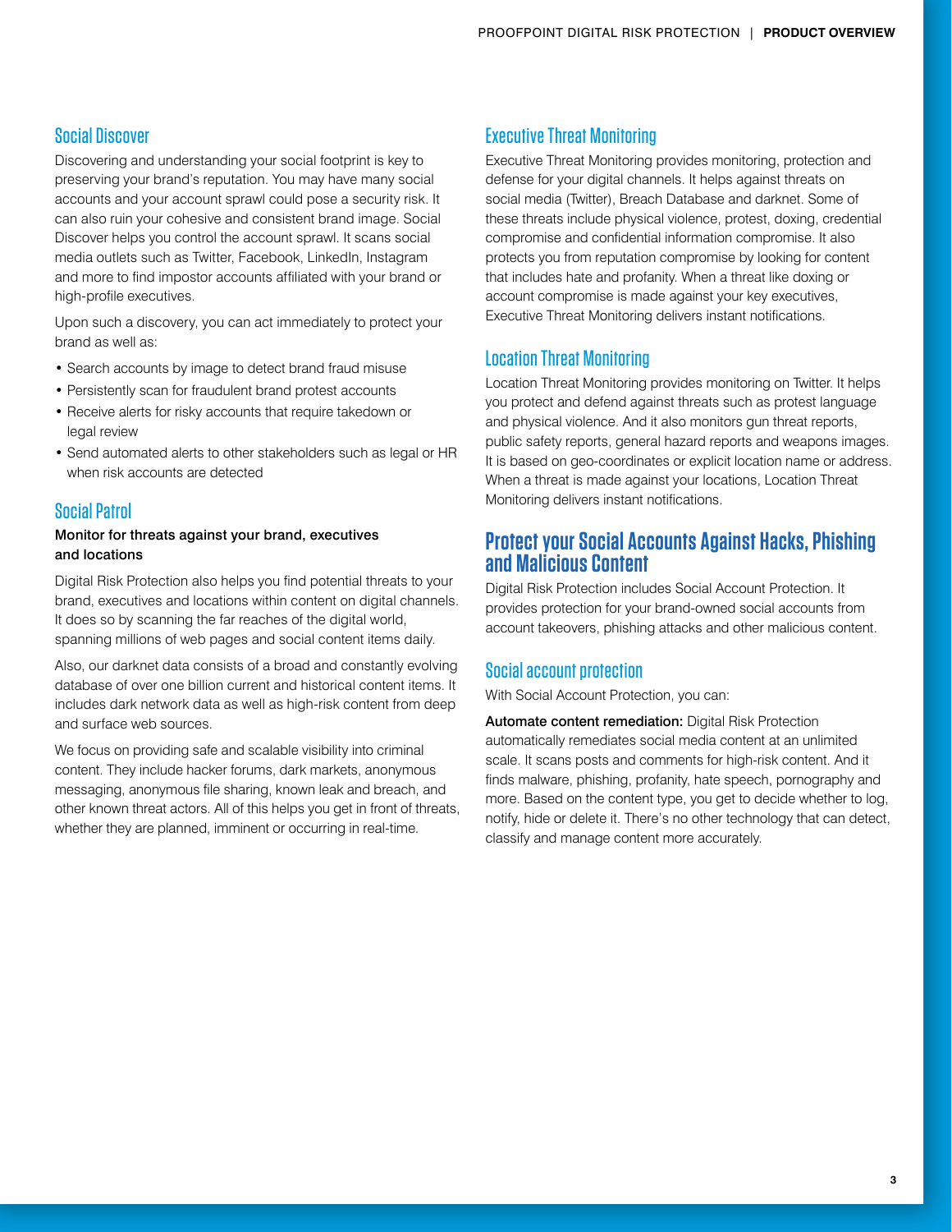### Social Discover

Discovering and understanding your social footprint is key to preserving your brand's reputation. You may have many social accounts and your account sprawl could pose a security risk. It can also ruin your cohesive and consistent brand image. Social Discover helps you control the account sprawl. It scans social media outlets such as Twitter, Facebook, LinkedIn, Instagram and more to find impostor accounts affiliated with your brand or high-profile executives.

Upon such a discovery, you can act immediately to protect your brand as well as:

- Search accounts by image to detect brand fraud misuse
- Persistently scan for fraudulent brand protest accounts
- Receive alerts for risky accounts that require takedown or legal review
- Send automated alerts to other stakeholders such as legal or HR when risk accounts are detected

### Social Patrol

**Monitor for threats against your brand, executives and locations**

Digital Risk Protection also helps you find potential threats to your brand, executives and locations within content on digital channels. It does so by scanning the far reaches of the digital world, spanning millions of web pages and social content items daily.

Also, our darknet data consists of a broad and constantly evolving database of over one billion current and historical content items. It includes dark network data as well as high-risk content from deep and surface web sources.

We focus on providing safe and scalable visibility into criminal content. They include hacker forums, dark markets, anonymous messaging, anonymous file sharing, known leak and breach, and other known threat actors. All of this helps you get in front of threats, whether they are planned, imminent or occurring in real-time.

### Executive Threat Monitoring

Executive Threat Monitoring provides monitoring, protection and defense for your digital channels. It helps against threats on social media (Twitter), Breach Database and darknet. Some of these threats include physical violence, protest, doxing, credential compromise and confidential information compromise. It also protects you from reputation compromise by looking for content that includes hate and profanity. When a threat like doxing or account compromise is made against your key executives, Executive Threat Monitoring delivers instant notifications.

### Location Threat Monitoring

Location Threat Monitoring provides monitoring on Twitter. It helps you protect and defend against threats such as protest language and physical violence. And it also monitors gun threat reports, public safety reports, general hazard reports and weapons images. It is based on geo-coordinates or explicit location name or address. When a threat is made against your locations, Location Threat Monitoring delivers instant notifications.

## Protect your Social Accounts Against Hacks, Phishing and Malicious Content

Digital Risk Protection includes Social Account Protection. It provides protection for your brand-owned social accounts from account takeovers, phishing attacks and other malicious content.

### Social account protection

With Social Account Protection, you can:

**Automate content remediation:** Digital Risk Protection automatically remediates social media content at an unlimited scale. It scans posts and comments for high-risk content. And it finds malware, phishing, profanity, hate speech, pornography and more. Based on the content type, you get to decide whether to log, notify, hide or delete it. There's no other technology that can detect, classify and manage content more accurately.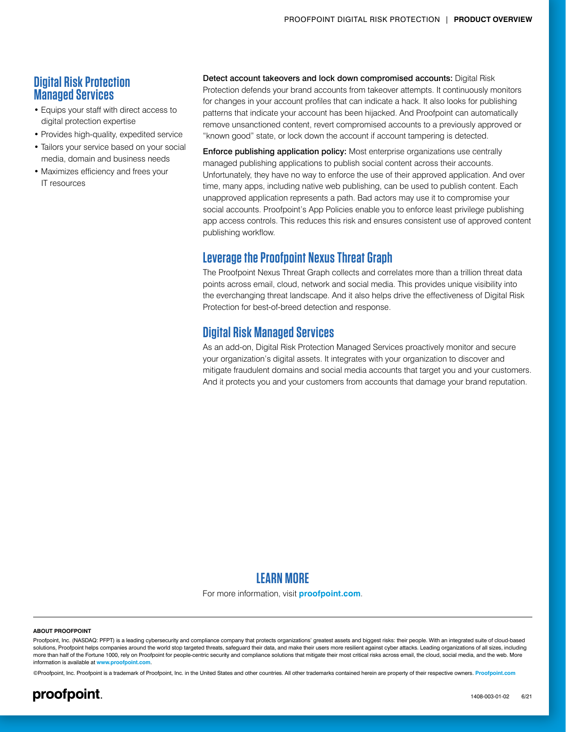## Digital Risk Protection Managed Services

- Equips your staff with direct access to digital protection expertise
- Provides high-quality, expedited service
- Tailors your service based on your social media, domain and business needs
- Maximizes efficiency and frees your IT resources

**Detect account takeovers and lock down compromised accounts:** Digital Risk Protection defends your brand accounts from takeover attempts. It continuously monitors for changes in your account profiles that can indicate a hack. It also looks for publishing patterns that indicate your account has been hijacked. And Proofpoint can automatically remove unsanctioned content, revert compromised accounts to a previously approved or "known good" state, or lock down the account if account tampering is detected.

**Enforce publishing application policy:** Most enterprise organizations use centrally managed publishing applications to publish social content across their accounts. Unfortunately, they have no way to enforce the use of their approved application. And over time, many apps, including native web publishing, can be used to publish content. Each unapproved application represents a path. Bad actors may use it to compromise your social accounts. Proofpoint's App Policies enable you to enforce least privilege publishing app access controls. This reduces this risk and ensures consistent use of approved content publishing workflow.

## Leverage the Proofpoint Nexus Threat Graph

The Proofpoint Nexus Threat Graph collects and correlates more than a trillion threat data points across email, cloud, network and social media. This provides unique visibility into the everchanging threat landscape. And it also helps drive the effectiveness of Digital Risk Protection for best-of-breed detection and response.

## Digital Risk Managed Services

As an add-on, Digital Risk Protection Managed Services proactively monitor and secure your organization's digital assets. It integrates with your organization to discover and mitigate fraudulent domains and social media accounts that target you and your customers. And it protects you and your customers from accounts that damage your brand reputation.

## LEARN MORE

For more information, visit **proofpoint.com**.

**ABOUT PROOFPOINT**

Proofpoint, Inc. (NASDAQ: PFPT) is a leading cybersecurity and compliance company that protects organizations' greatest assets and biggest risks: their people. With an integrated suite of cloud-based solutions, Proofpoint helps companies around the world stop targeted threats, safeguard their data, and make their users more resilient against cyber attacks. Leading organizations of all sizes, including more than half of the Fortune 1000, rely on Proofpoint for people-centric security and compliance solutions that mitigate their most critical risks across email, the cloud, social media, and the web. More information is available at **www.proofpoint.com.**

©Proofpoint, Inc. Proofpoint is a trademark of Proofpoint, Inc. in the United States and other countries. All other trademarks contained herein are property of their respective owners. **Proofpoint.com**

proofpoint.

1408-003-01-02 6/21